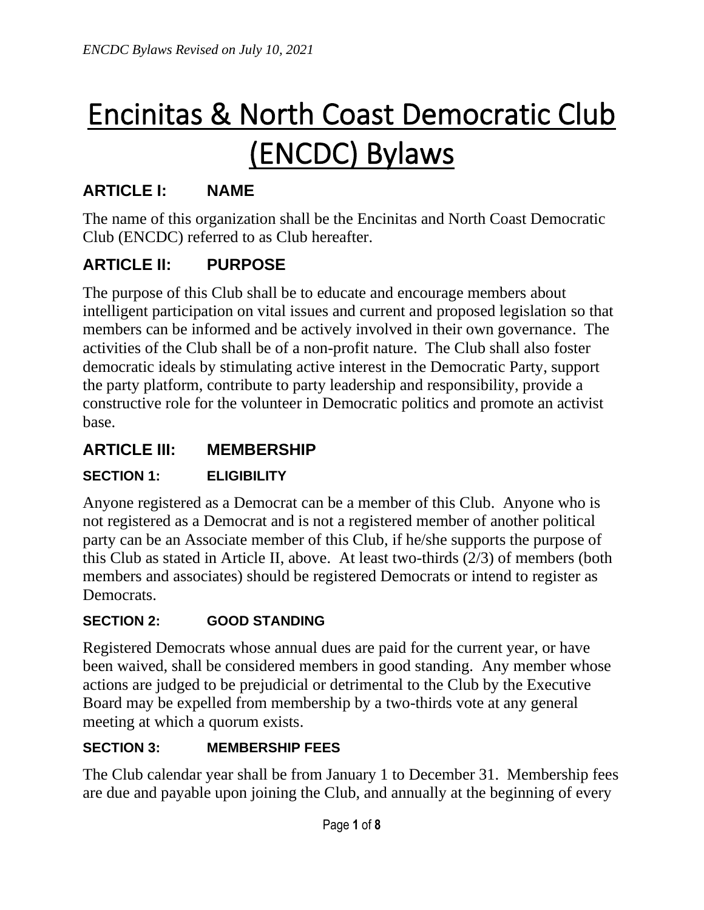# Encinitas & North Coast Democratic Club (ENCDC) Bylaws

## ARTICLE I: NAME

The name of this organization shall be the Encinitas and North Coast Democratic Club (ENCDC) referred to as Club hereafter.

## ARTICLE II: PURPOSE

The purpose of this Club shall be to educate and encourage members about intelligent participation on vital issues and current and proposed legislation so that members can be informed and be actively involved in their own governance. The activities of the Club shall be of a non-profit nature. The Club shall also foster democratic ideals by stimulating active interest in the Democratic Party, support the party platform, contribute to party leadership and responsibility, provide a constructive role for the volunteer in Democratic politics and promote an activist base.

## ARTICLE III: MEMBERSHIP

### SECTION 1: ELIGIBILITY

Anyone registered as a Democrat can be a member of this Club. Anyone who is not registered as a Democrat and is not a registered member of another political party can be an Associate member of this Club, if he/she supports the purpose of this Club as stated in Article II, above. At least two-thirds (2/3) of members (both members and associates) should be registered Democrats or intend to register as Democrats.

### SECTION 2: GOOD STANDING

Registered Democrats whose annual dues are paid for the current year, or have been waived, shall be considered members in good standing. Any member whose actions are judged to be prejudicial or detrimental to the Club by the Executive Board may be expelled from membership by a two-thirds vote at any general meeting at which a quorum exists.

### SECTION 3: MEMBERSHIP FEES

The Club calendar year shall be from January 1 to December 31. Membership fees are due and payable upon joining the Club, and annually at the beginning of every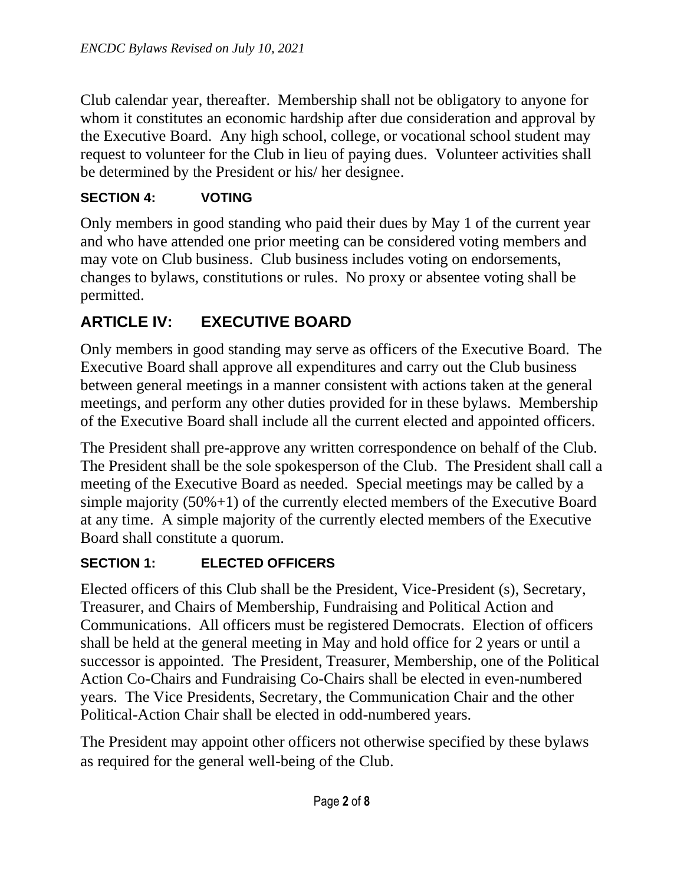Club calendar year, thereafter. Membership shall not be obligatory to anyone for whom it constitutes an economic hardship after due consideration and approval by the Executive Board. Any high school, college, or vocational school student may request to volunteer for the Club in lieu of paying dues. Volunteer activities shall be determined by the President or his/ her designee.

### SECTION 4: VOTING

Only members in good standing who paid their dues by May 1 of the current year and who have attended one prior meeting can be considered voting members and may vote on Club business. Club business includes voting on endorsements, changes to bylaws, constitutions or rules. No proxy or absentee voting shall be permitted.

## ARTICLE IV: EXECUTIVE BOARD

Only members in good standing may serve as officers of the Executive Board. The Executive Board shall approve all expenditures and carry out the Club business between general meetings in a manner consistent with actions taken at the general meetings, and perform any other duties provided for in these bylaws. Membership of the Executive Board shall include all the current elected and appointed officers.

The President shall pre-approve any written correspondence on behalf of the Club. The President shall be the sole spokesperson of the Club. The President shall call a meeting of the Executive Board as needed. Special meetings may be called by a simple majority (50%+1) of the currently elected members of the Executive Board at any time. A simple majority of the currently elected members of the Executive Board shall constitute a quorum.

### SECTION 1: ELECTED OFFICERS

Elected officers of this Club shall be the President, Vice-President (s), Secretary, Treasurer, and Chairs of Membership, Fundraising and Political Action and Communications. All officers must be registered Democrats. Election of officers shall be held at the general meeting in May and hold office for 2 years or until a successor is appointed. The President, Treasurer, Membership, one of the Political Action Co-Chairs and Fundraising Co-Chairs shall be elected in even-numbered years. The Vice Presidents, Secretary, the Communication Chair and the other Political-Action Chair shall be elected in odd-numbered years.

The President may appoint other officers not otherwise specified by these bylaws as required for the general well-being of the Club.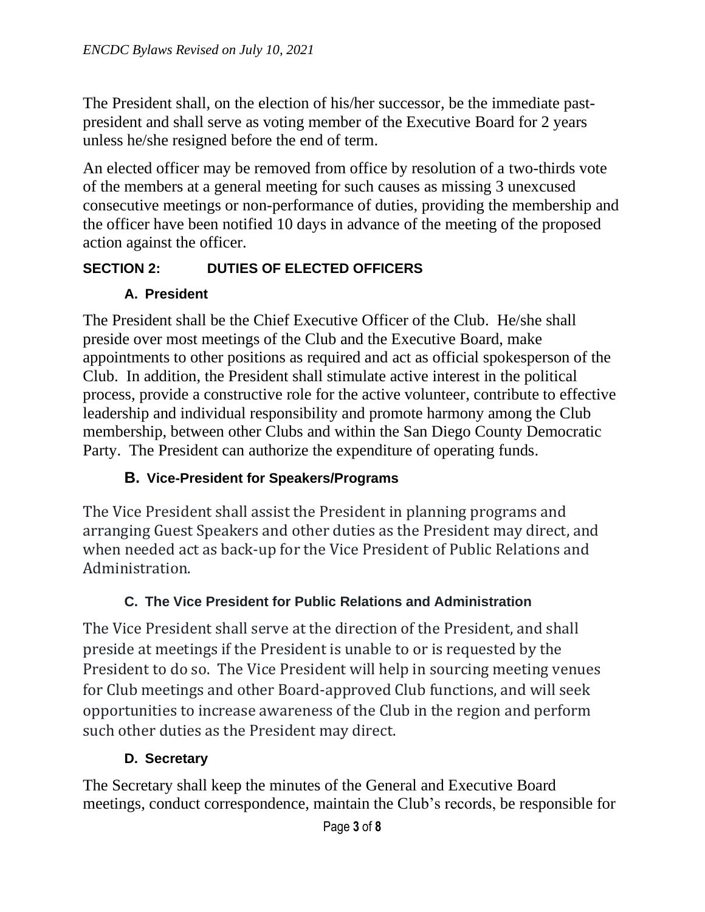The President shall, on the election of his/her successor, be the immediate past-president and shall serve as voting member of the Executive Board for 2 years unless he/she resigned before the end of term.

An elected officer may be removed from office by resolution of a two-thirds vote of the members at a general meeting for such causes as missing 3 unexcused consecutive meetings or non-performance of duties, providing the membership and the officer have been notified 10 days in advance of the meeting of the proposed action against the officer.

## SECTION 2: DUTIES OF ELECTED OFFICERS

### A. President

The President shall be the Chief Executive Officer of the Club. He/she shall preside over most meetings of the Club and the Executive Board, make appointments to other positions as required and act as official spokesperson of the Club. In addition, the President shall stimulate active interest in the political process, provide a constructive role for the active volunteer, contribute to effective leadership and individual responsibility and promote harmony among the Club membership, between other Clubs and within the San Diego County Democratic Party. The President can authorize the expenditure of operating funds.

### B. Vice-President for Speakers/Programs

The Vice President shall assist the President in planning programs and arranging Guest Speakers and other duties as the President may direct, and when needed act as back-up for the Vice President of Public Relations and Administration.

### C. The Vice President for Public Relations and Administration

The Vice President shall serve at the direction of the President, and shall preside at meetings if the President is unable to or is requested by the President to do so. The Vice President will help in sourcing meeting venues for Club meetings and other Board-approved Club functions, and will seek opportunities to increase awareness of the Club in the region and perform such other duties as the President may direct.

### D. Secretary

The Secretary shall keep the minutes of the General and Executive Board meetings, conduct correspondence, maintain the Club's records, be responsible for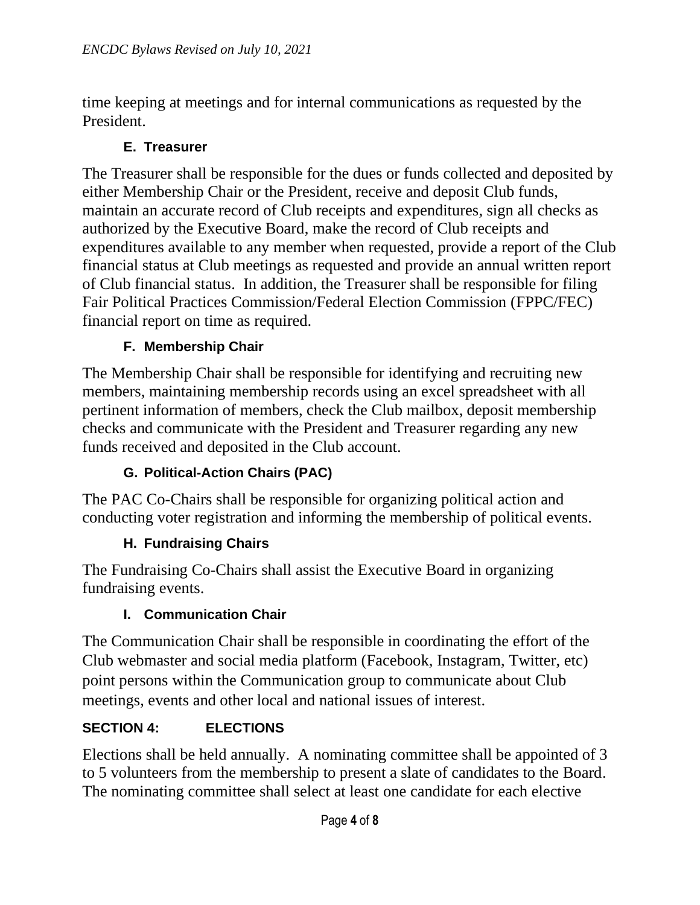time keeping at meetings and for internal communications as requested by the President.

### E. Treasurer

The Treasurer shall be responsible for the dues or funds collected and deposited by either Membership Chair or the President, receive and deposit Club funds, maintain an accurate record of Club receipts and expenditures, sign all checks as authorized by the Executive Board, make the record of Club receipts and expenditures available to any member when requested, provide a report of the Club financial status at Club meetings as requested and provide an annual written report of Club financial status. In addition, the Treasurer shall be responsible for filing Fair Political Practices Commission/Federal Election Commission (FPPC/FEC) financial report on time as required.

### F. Membership Chair

The Membership Chair shall be responsible for identifying and recruiting new members, maintaining membership records using an excel spreadsheet with all pertinent information of members, check the Club mailbox, deposit membership checks and communicate with the President and Treasurer regarding any new funds received and deposited in the Club account.

### G. Political-Action Chairs (PAC)

The PAC Co-Chairs shall be responsible for organizing political action and conducting voter registration and informing the membership of political events.

### H. Fundraising Chairs

The Fundraising Co-Chairs shall assist the Executive Board in organizing fundraising events.

### I. Communication Chair

The Communication Chair shall be responsible in coordinating the effort of the Club webmaster and social media platform (Facebook, Instagram, Twitter, etc) point persons within the Communication group to communicate about Club meetings, events and other local and national issues of interest.

## SECTION 4: ELECTIONS

Elections shall be held annually. A nominating committee shall be appointed of 3 to 5 volunteers from the membership to present a slate of candidates to the Board. The nominating committee shall select at least one candidate for each elective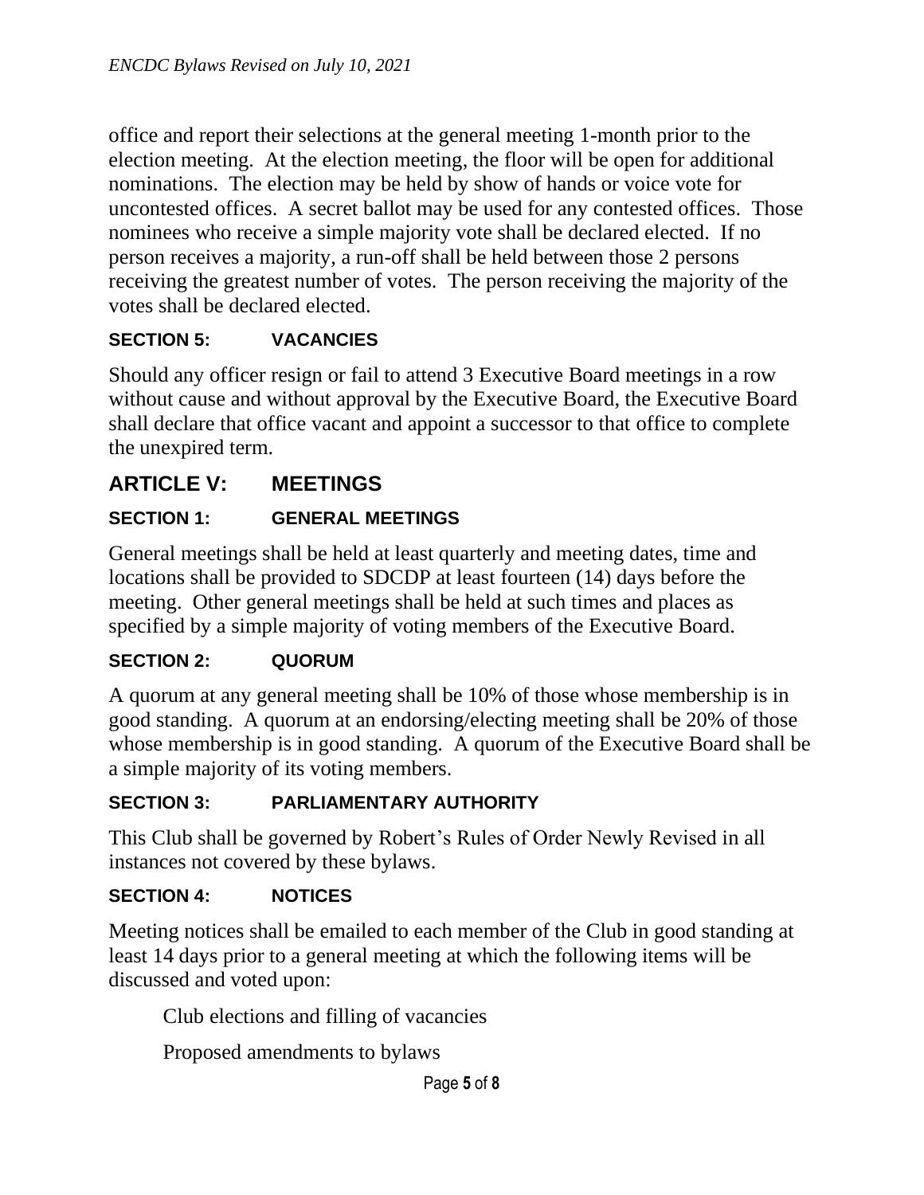office and report their selections at the general meeting 1-month prior to the election meeting. At the election meeting, the floor will be open for additional nominations. The election may be held by show of hands or voice vote for uncontested offices. A secret ballot may be used for any contested offices. Those nominees who receive a simple majority vote shall be declared elected. If no person receives a majority, a run-off shall be held between those 2 persons receiving the greatest number of votes. The person receiving the majority of the votes shall be declared elected.

### SECTION 5: VACANCIES

Should any officer resign or fail to attend 3 Executive Board meetings in a row without cause and without approval by the Executive Board, the Executive Board shall declare that office vacant and appoint a successor to that office to complete the unexpired term.

## ARTICLE V: MEETINGS

### SECTION 1: GENERAL MEETINGS

General meetings shall be held at least quarterly and meeting dates, time and locations shall be provided to SDCDP at least fourteen (14) days before the meeting. Other general meetings shall be held at such times and places as specified by a simple majority of voting members of the Executive Board.

### SECTION 2: QUORUM

A quorum at any general meeting shall be 10% of those whose membership is in good standing. A quorum at an endorsing/electing meeting shall be 20% of those whose membership is in good standing. A quorum of the Executive Board shall be a simple majority of its voting members.

### SECTION 3: PARLIAMENTARY AUTHORITY

This Club shall be governed by Robert's Rules of Order Newly Revised in all instances not covered by these bylaws.

### SECTION 4: NOTICES

Meeting notices shall be emailed to each member of the Club in good standing at least 14 days prior to a general meeting at which the following items will be discussed and voted upon:

Club elections and filling of vacancies

Proposed amendments to bylaws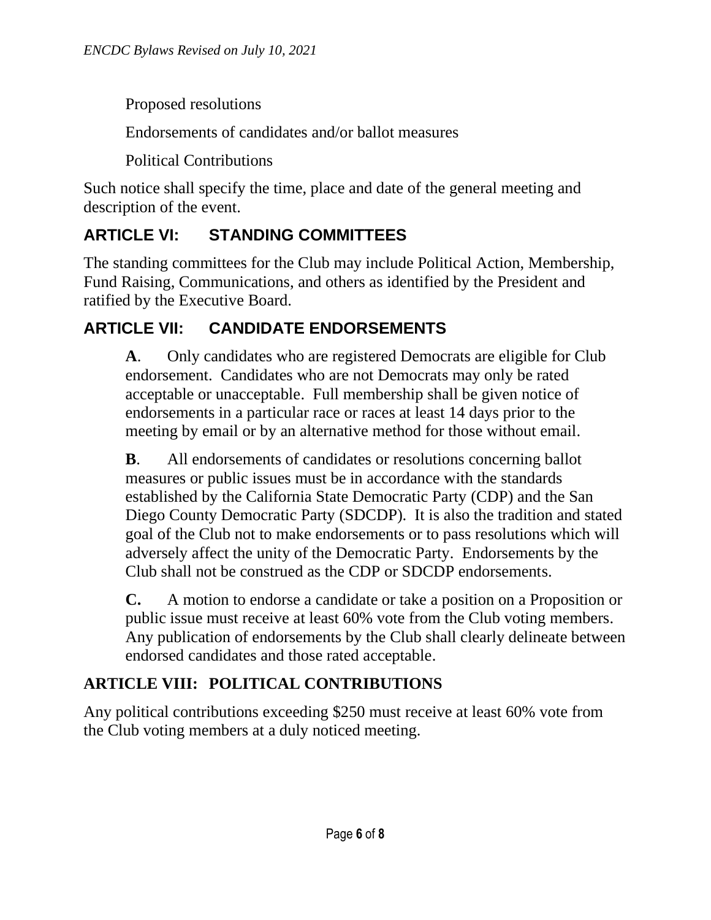Proposed resolutions

Endorsements of candidates and/or ballot measures

Political Contributions

Such notice shall specify the time, place and date of the general meeting and description of the event.

## ARTICLE VI: STANDING COMMITTEES

The standing committees for the Club may include Political Action, Membership, Fund Raising, Communications, and others as identified by the President and ratified by the Executive Board.

## ARTICLE VII: CANDIDATE ENDORSEMENTS

**A**. Only candidates who are registered Democrats are eligible for Club endorsement. Candidates who are not Democrats may only be rated acceptable or unacceptable. Full membership shall be given notice of endorsements in a particular race or races at least 14 days prior to the meeting by email or by an alternative method for those without email.

**B**. All endorsements of candidates or resolutions concerning ballot measures or public issues must be in accordance with the standards established by the California State Democratic Party (CDP) and the San Diego County Democratic Party (SDCDP). It is also the tradition and stated goal of the Club not to make endorsements or to pass resolutions which will adversely affect the unity of the Democratic Party. Endorsements by the Club shall not be construed as the CDP or SDCDP endorsements.

**C.** A motion to endorse a candidate or take a position on a Proposition or public issue must receive at least 60% vote from the Club voting members. Any publication of endorsements by the Club shall clearly delineate between endorsed candidates and those rated acceptable.

## ARTICLE VIII: POLITICAL CONTRIBUTIONS

Any political contributions exceeding $250 must receive at least 60% vote from the Club voting members at a duly noticed meeting.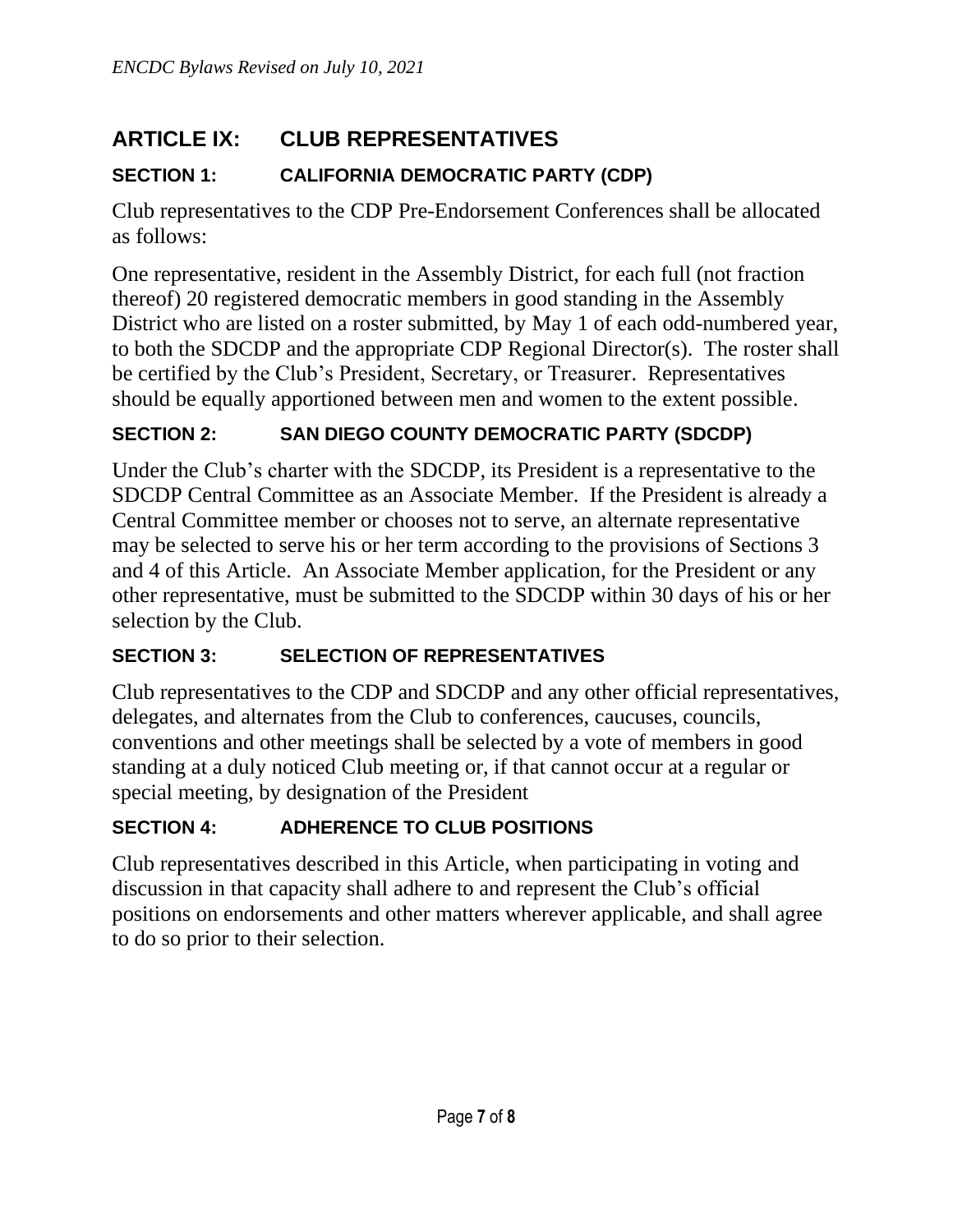## ARTICLE IX: CLUB REPRESENTATIVES

### SECTION 1: CALIFORNIA DEMOCRATIC PARTY (CDP)

Club representatives to the CDP Pre-Endorsement Conferences shall be allocated as follows:

One representative, resident in the Assembly District, for each full (not fraction thereof) 20 registered democratic members in good standing in the Assembly District who are listed on a roster submitted, by May 1 of each odd-numbered year, to both the SDCDP and the appropriate CDP Regional Director(s). The roster shall be certified by the Club's President, Secretary, or Treasurer. Representatives should be equally apportioned between men and women to the extent possible.

### SECTION 2: SAN DIEGO COUNTY DEMOCRATIC PARTY (SDCDP)

Under the Club's charter with the SDCDP, its President is a representative to the SDCDP Central Committee as an Associate Member. If the President is already a Central Committee member or chooses not to serve, an alternate representative may be selected to serve his or her term according to the provisions of Sections 3 and 4 of this Article. An Associate Member application, for the President or any other representative, must be submitted to the SDCDP within 30 days of his or her selection by the Club.

### SECTION 3: SELECTION OF REPRESENTATIVES

Club representatives to the CDP and SDCDP and any other official representatives, delegates, and alternates from the Club to conferences, caucuses, councils, conventions and other meetings shall be selected by a vote of members in good standing at a duly noticed Club meeting or, if that cannot occur at a regular or special meeting, by designation of the President

### SECTION 4: ADHERENCE TO CLUB POSITIONS

Club representatives described in this Article, when participating in voting and discussion in that capacity shall adhere to and represent the Club's official positions on endorsements and other matters wherever applicable, and shall agree to do so prior to their selection.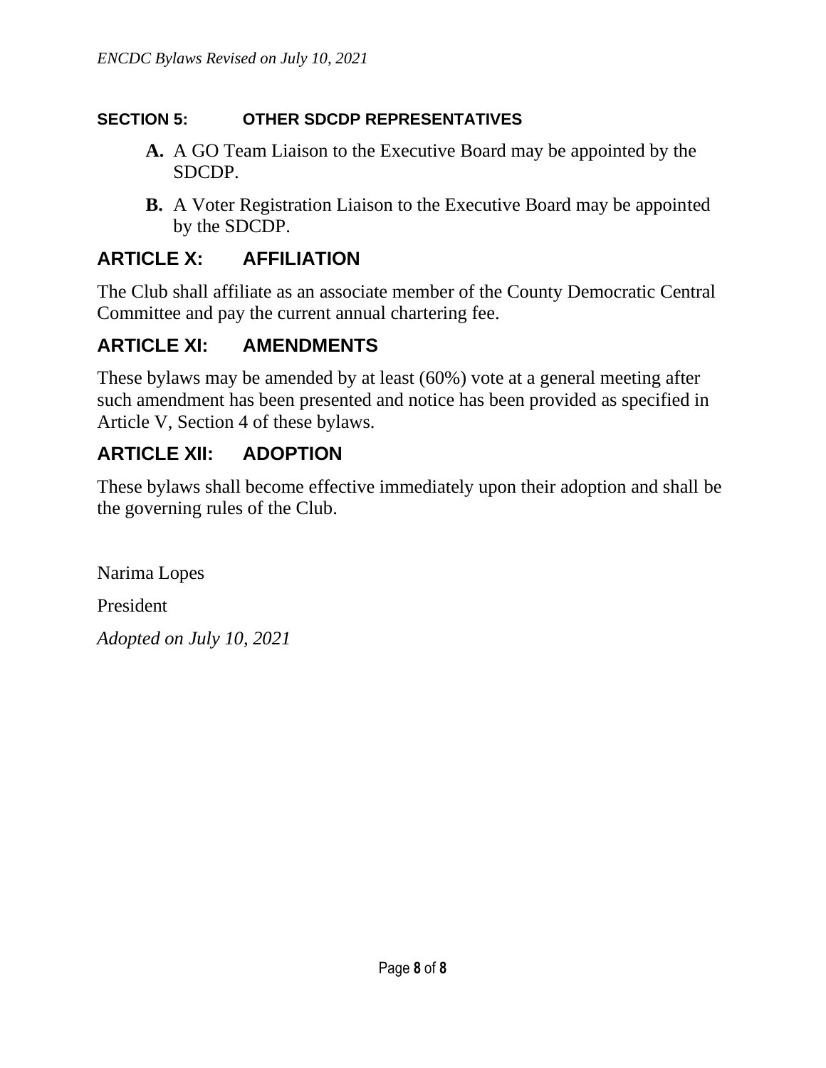### SECTION 5: OTHER SDCDP REPRESENTATIVES

**A.** A GO Team Liaison to the Executive Board may be appointed by the SDCDP.

**B.** A Voter Registration Liaison to the Executive Board may be appointed by the SDCDP.

## ARTICLE X: AFFILIATION

The Club shall affiliate as an associate member of the County Democratic Central Committee and pay the current annual chartering fee.

## ARTICLE XI: AMENDMENTS

These bylaws may be amended by at least (60%) vote at a general meeting after such amendment has been presented and notice has been provided as specified in Article V, Section 4 of these bylaws.

## ARTICLE XII: ADOPTION

These bylaws shall become effective immediately upon their adoption and shall be the governing rules of the Club.

Narima Lopes

President

*Adopted on July 10, 2021*